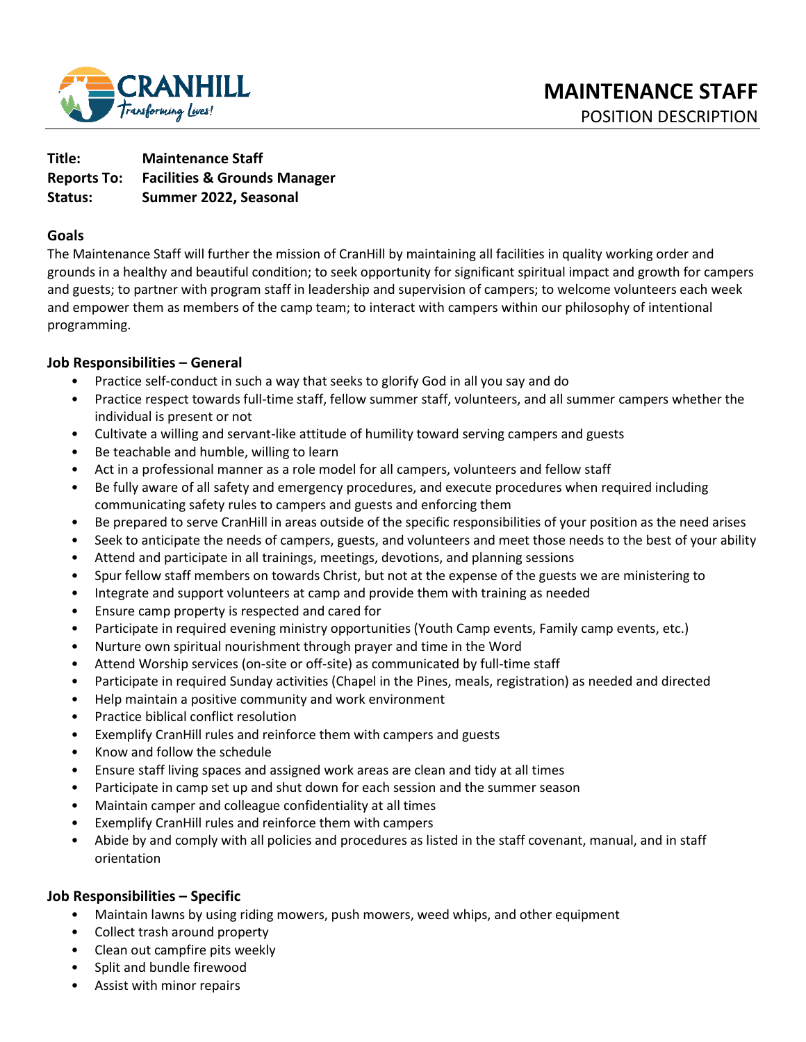CRANHILL
*Transforming Lives!*

# MAINTENANCE STAFF

POSITION DESCRIPTION

**Title:** **Maintenance Staff**
**Reports To:** **Facilities & Grounds Manager**
**Status:** **Summer 2022, Seasonal**

## Goals

The Maintenance Staff will further the mission of CranHill by maintaining all facilities in quality working order and grounds in a healthy and beautiful condition; to seek opportunity for significant spiritual impact and growth for campers and guests; to partner with program staff in leadership and supervision of campers; to welcome volunteers each week and empower them as members of the camp team; to interact with campers within our philosophy of intentional programming.

## Job Responsibilities – General

- Practice self-conduct in such a way that seeks to glorify God in all you say and do
- Practice respect towards full-time staff, fellow summer staff, volunteers, and all summer campers whether the individual is present or not
- Cultivate a willing and servant-like attitude of humility toward serving campers and guests
- Be teachable and humble, willing to learn
- Act in a professional manner as a role model for all campers, volunteers and fellow staff
- Be fully aware of all safety and emergency procedures, and execute procedures when required including communicating safety rules to campers and guests and enforcing them
- Be prepared to serve CranHill in areas outside of the specific responsibilities of your position as the need arises
- Seek to anticipate the needs of campers, guests, and volunteers and meet those needs to the best of your ability
- Attend and participate in all trainings, meetings, devotions, and planning sessions
- Spur fellow staff members on towards Christ, but not at the expense of the guests we are ministering to
- Integrate and support volunteers at camp and provide them with training as needed
- Ensure camp property is respected and cared for
- Participate in required evening ministry opportunities (Youth Camp events, Family camp events, etc.)
- Nurture own spiritual nourishment through prayer and time in the Word
- Attend Worship services (on-site or off-site) as communicated by full-time staff
- Participate in required Sunday activities (Chapel in the Pines, meals, registration) as needed and directed
- Help maintain a positive community and work environment
- Practice biblical conflict resolution
- Exemplify CranHill rules and reinforce them with campers and guests
- Know and follow the schedule
- Ensure staff living spaces and assigned work areas are clean and tidy at all times
- Participate in camp set up and shut down for each session and the summer season
- Maintain camper and colleague confidentiality at all times
- Exemplify CranHill rules and reinforce them with campers
- Abide by and comply with all policies and procedures as listed in the staff covenant, manual, and in staff orientation

## Job Responsibilities – Specific

- Maintain lawns by using riding mowers, push mowers, weed whips, and other equipment
- Collect trash around property
- Clean out campfire pits weekly
- Split and bundle firewood
- Assist with minor repairs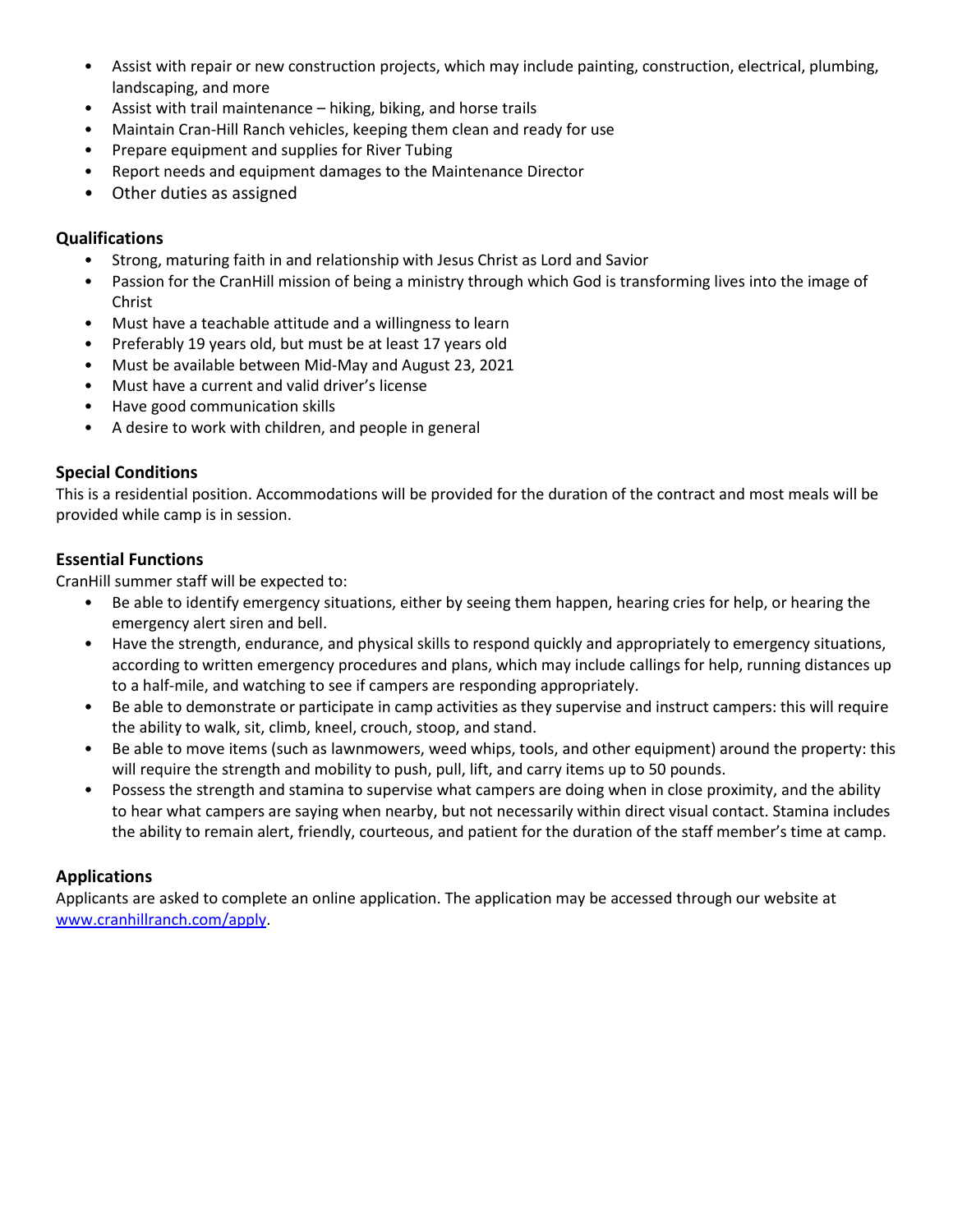- Assist with repair or new construction projects, which may include painting, construction, electrical, plumbing, landscaping, and more
- Assist with trail maintenance – hiking, biking, and horse trails
- Maintain Cran-Hill Ranch vehicles, keeping them clean and ready for use
- Prepare equipment and supplies for River Tubing
- Report needs and equipment damages to the Maintenance Director
- Other duties as assigned

### Qualifications

- Strong, maturing faith in and relationship with Jesus Christ as Lord and Savior
- Passion for the CranHill mission of being a ministry through which God is transforming lives into the image of Christ
- Must have a teachable attitude and a willingness to learn
- Preferably 19 years old, but must be at least 17 years old
- Must be available between Mid-May and August 23, 2021
- Must have a current and valid driver's license
- Have good communication skills
- A desire to work with children, and people in general

### Special Conditions

This is a residential position. Accommodations will be provided for the duration of the contract and most meals will be provided while camp is in session.

### Essential Functions

CranHill summer staff will be expected to:

- Be able to identify emergency situations, either by seeing them happen, hearing cries for help, or hearing the emergency alert siren and bell.
- Have the strength, endurance, and physical skills to respond quickly and appropriately to emergency situations, according to written emergency procedures and plans, which may include callings for help, running distances up to a half-mile, and watching to see if campers are responding appropriately.
- Be able to demonstrate or participate in camp activities as they supervise and instruct campers: this will require the ability to walk, sit, climb, kneel, crouch, stoop, and stand.
- Be able to move items (such as lawnmowers, weed whips, tools, and other equipment) around the property: this will require the strength and mobility to push, pull, lift, and carry items up to 50 pounds.
- Possess the strength and stamina to supervise what campers are doing when in close proximity, and the ability to hear what campers are saying when nearby, but not necessarily within direct visual contact. Stamina includes the ability to remain alert, friendly, courteous, and patient for the duration of the staff member's time at camp.

### Applications

Applicants are asked to complete an online application. The application may be accessed through our website at [www.cranhillranch.com/apply](http://www.cranhillranch.com/apply).